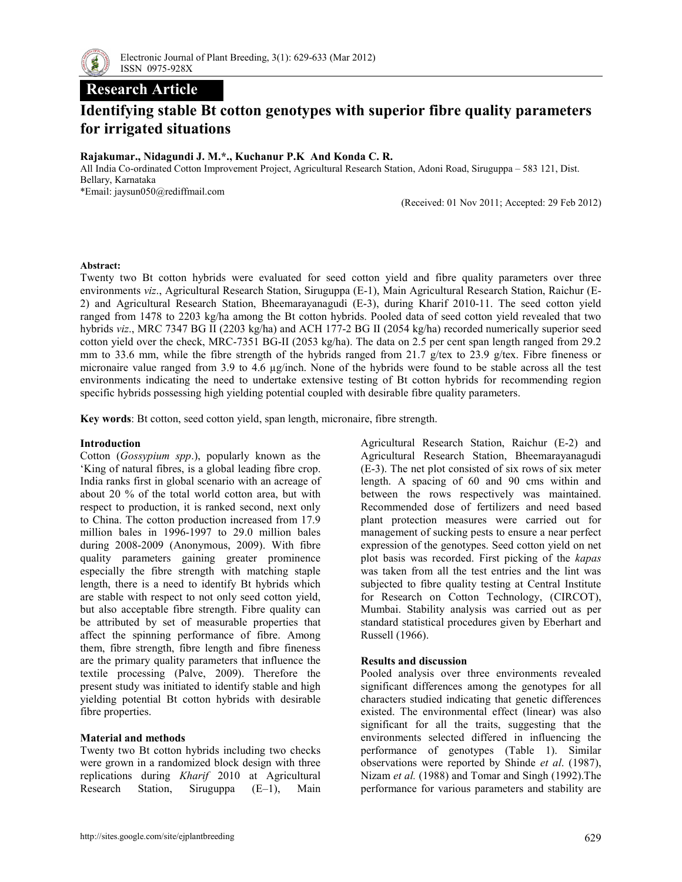**Research Article**

# Identifying stable Bt cotton genotypes with superior fibre quality parameters for irrigated situations

**Rajakumar., Nidagundi J. M.*, Kuchanur P.K And Konda C. R.**

All India Co-ordinated Cotton Improvement Project, Agricultural Research Station, Adoni Road, Siruguppa – 583 121, Dist. Bellary, Karnataka

*Email: jaysun050@rediffmail.com

(Received: 01 Nov 2011; Accepted: 29 Feb 2012)

**Abstract:**

Twenty two Bt cotton hybrids were evaluated for seed cotton yield and fibre quality parameters over three environments *viz*., Agricultural Research Station, Siruguppa (E-1), Main Agricultural Research Station, Raichur (E-2) and Agricultural Research Station, Bheemarayanagudi (E-3), during Kharif 2010-11. The seed cotton yield ranged from 1478 to 2203 kg/ha among the Bt cotton hybrids. Pooled data of seed cotton yield revealed that two hybrids *viz*., MRC 7347 BG II (2203 kg/ha) and ACH 177-2 BG II (2054 kg/ha) recorded numerically superior seed cotton yield over the check, MRC-7351 BG-II (2053 kg/ha). The data on 2.5 per cent span length ranged from 29.2 mm to 33.6 mm, while the fibre strength of the hybrids ranged from 21.7 g/tex to 23.9 g/tex. Fibre fineness or micronaire value ranged from 3.9 to 4.6 µg/inch. None of the hybrids were found to be stable across all the test environments indicating the need to undertake extensive testing of Bt cotton hybrids for recommending region specific hybrids possessing high yielding potential coupled with desirable fibre quality parameters.

**Key words**: Bt cotton, seed cotton yield, span length, micronaire, fibre strength.

## Introduction

Cotton (*Gossypium spp*.), popularly known as the 'King of natural fibres, is a global leading fibre crop. India ranks first in global scenario with an acreage of about 20 % of the total world cotton area, but with respect to production, it is ranked second, next only to China. The cotton production increased from 17.9 million bales in 1996-1997 to 29.0 million bales during 2008-2009 (Anonymous, 2009). With fibre quality parameters gaining greater prominence especially the fibre strength with matching staple length, there is a need to identify Bt hybrids which are stable with respect to not only seed cotton yield, but also acceptable fibre strength. Fibre quality can be attributed by set of measurable properties that affect the spinning performance of fibre. Among them, fibre strength, fibre length and fibre fineness are the primary quality parameters that influence the textile processing (Palve, 2009). Therefore the present study was initiated to identify stable and high yielding potential Bt cotton hybrids with desirable fibre properties.

## Material and methods

Twenty two Bt cotton hybrids including two checks were grown in a randomized block design with three replications during *Kharif* 2010 at Agricultural Research Station, Siruguppa (E–1), Main Agricultural Research Station, Raichur (E-2) and Agricultural Research Station, Bheemarayanagudi (E-3). The net plot consisted of six rows of six meter length. A spacing of 60 and 90 cms within and between the rows respectively was maintained. Recommended dose of fertilizers and need based plant protection measures were carried out for management of sucking pests to ensure a near perfect expression of the genotypes. Seed cotton yield on net plot basis was recorded. First picking of the *kapas* was taken from all the test entries and the lint was subjected to fibre quality testing at Central Institute for Research on Cotton Technology, (CIRCOT), Mumbai. Stability analysis was carried out as per standard statistical procedures given by Eberhart and Russell (1966).

## Results and discussion

Pooled analysis over three environments revealed significant differences among the genotypes for all characters studied indicating that genetic differences existed. The environmental effect (linear) was also significant for all the traits, suggesting that the environments selected differed in influencing the performance of genotypes (Table 1). Similar observations were reported by Shinde *et al*. (1987), Nizam *et al.* (1988) and Tomar and Singh (1992).The performance for various parameters and stability are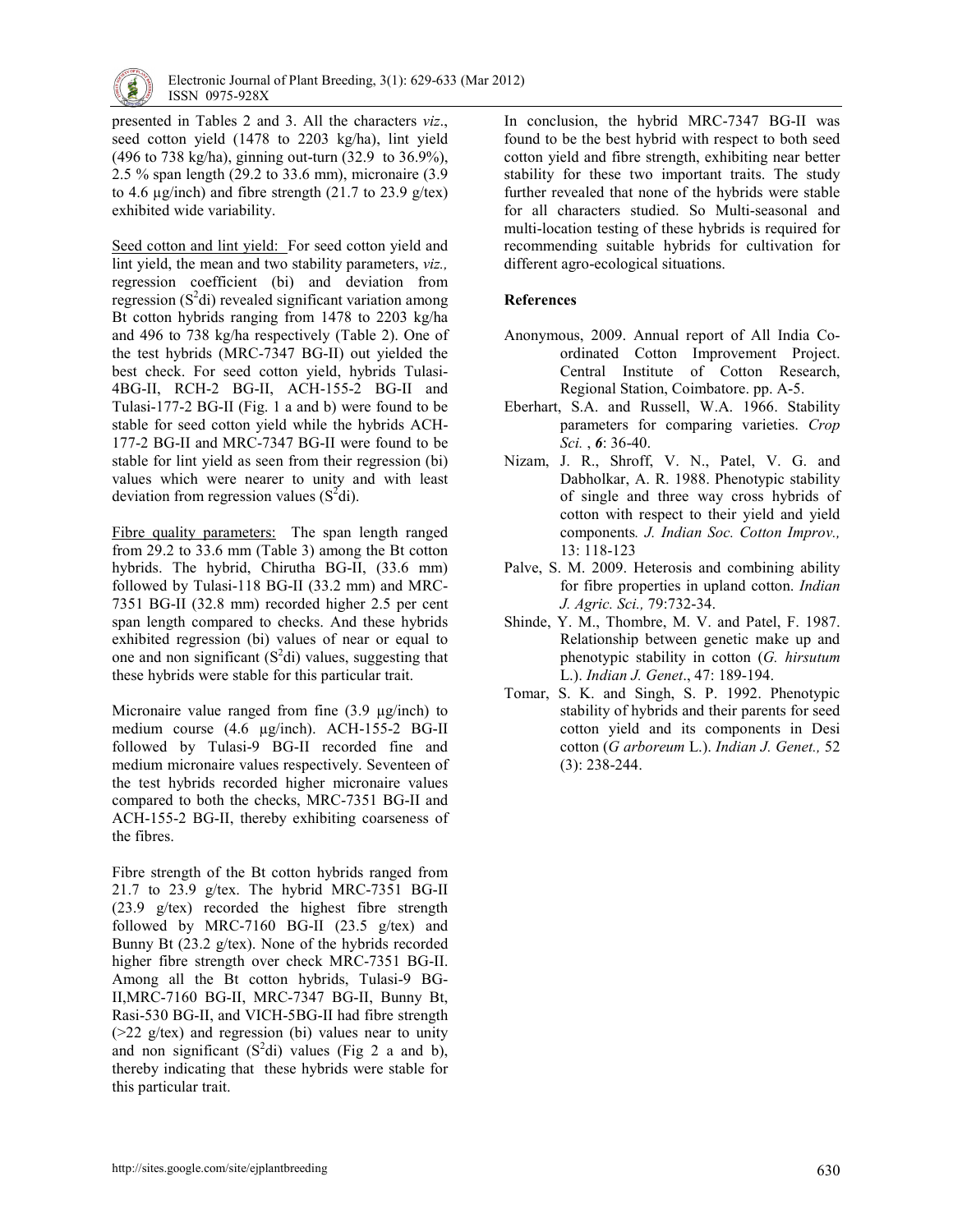presented in Tables 2 and 3. All the characters *viz*., seed cotton yield (1478 to 2203 kg/ha), lint yield (496 to 738 kg/ha), ginning out-turn (32.9 to 36.9%), 2.5 % span length (29.2 to 33.6 mm), micronaire (3.9 to 4.6 µg/inch) and fibre strength (21.7 to 23.9 g/tex) exhibited wide variability.

Seed cotton and lint yield: For seed cotton yield and lint yield, the mean and two stability parameters, *viz.,* regression coefficient (bi) and deviation from regression ($S^2$di) revealed significant variation among Bt cotton hybrids ranging from 1478 to 2203 kg/ha and 496 to 738 kg/ha respectively (Table 2). One of the test hybrids (MRC-7347 BG-II) out yielded the best check. For seed cotton yield, hybrids Tulasi-4BG-II, RCH-2 BG-II, ACH-155-2 BG-II and Tulasi-177-2 BG-II (Fig. 1 a and b) were found to be stable for seed cotton yield while the hybrids ACH-177-2 BG-II and MRC-7347 BG-II were found to be stable for lint yield as seen from their regression (bi) values which were nearer to unity and with least deviation from regression values ($S^2$di).

Fibre quality parameters: The span length ranged from 29.2 to 33.6 mm (Table 3) among the Bt cotton hybrids. The hybrid, Chirutha BG-II, (33.6 mm) followed by Tulasi-118 BG-II (33.2 mm) and MRC-7351 BG-II (32.8 mm) recorded higher 2.5 per cent span length compared to checks. And these hybrids exhibited regression (bi) values of near or equal to one and non significant ($S^2$di) values, suggesting that these hybrids were stable for this particular trait.

Micronaire value ranged from fine (3.9 µg/inch) to medium course (4.6 µg/inch). ACH-155-2 BG-II followed by Tulasi-9 BG-II recorded fine and medium micronaire values respectively. Seventeen of the test hybrids recorded higher micronaire values compared to both the checks, MRC-7351 BG-II and ACH-155-2 BG-II, thereby exhibiting coarseness of the fibres.

Fibre strength of the Bt cotton hybrids ranged from 21.7 to 23.9 g/tex. The hybrid MRC-7351 BG-II (23.9 g/tex) recorded the highest fibre strength followed by MRC-7160 BG-II (23.5 g/tex) and Bunny Bt (23.2 g/tex). None of the hybrids recorded higher fibre strength over check MRC-7351 BG-II. Among all the Bt cotton hybrids, Tulasi-9 BG-II,MRC-7160 BG-II, MRC-7347 BG-II, Bunny Bt, Rasi-530 BG-II, and VICH-5BG-II had fibre strength (>22 g/tex) and regression (bi) values near to unity and non significant ($S^2$di) values (Fig 2 a and b), thereby indicating that these hybrids were stable for this particular trait.

In conclusion, the hybrid MRC-7347 BG-II was found to be the best hybrid with respect to both seed cotton yield and fibre strength, exhibiting near better stability for these two important traits. The study further revealed that none of the hybrids were stable for all characters studied. So Multi-seasonal and multi-location testing of these hybrids is required for recommending suitable hybrids for cultivation for different agro-ecological situations.

## References

Anonymous, 2009. Annual report of All India Co-ordinated Cotton Improvement Project. Central Institute of Cotton Research, Regional Station, Coimbatore. pp. A-5.

Eberhart, S.A. and Russell, W.A. 1966. Stability parameters for comparing varieties. *Crop Sci.* , ***6***: 36-40.

Nizam, J. R., Shroff, V. N., Patel, V. G. and Dabholkar, A. R. 1988. Phenotypic stability of single and three way cross hybrids of cotton with respect to their yield and yield components*. J. Indian Soc. Cotton Improv.,* 13: 118-123

Palve, S. M. 2009. Heterosis and combining ability for fibre properties in upland cotton. *Indian J. Agric. Sci.,* 79:732-34.

Shinde, Y. M., Thombre, M. V. and Patel, F. 1987. Relationship between genetic make up and phenotypic stability in cotton (*G. hirsutum* L.). *Indian J. Genet*., 47: 189-194.

Tomar, S. K. and Singh, S. P. 1992. Phenotypic stability of hybrids and their parents for seed cotton yield and its components in Desi cotton (*G arboreum* L.). *Indian J. Genet.,* 52 (3): 238-244.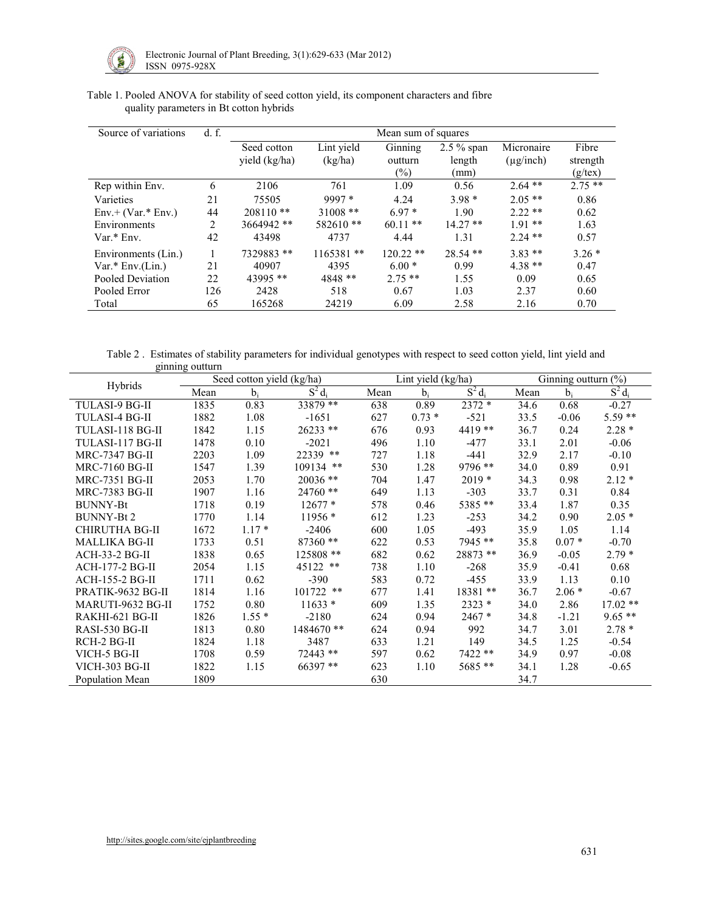Table 1. Pooled ANOVA for stability of seed cotton yield, its component characters and fibre quality parameters in Bt cotton hybrids

| Source of variations | d. f. | Mean sum of squares | | | | | |
|---|---|---|---|---|---|---|---|
| | | Seed cotton yield (kg/ha) | Lint yield (kg/ha) | Ginning outturn (%) | 2.5 % span length (mm) | Micronaire (μg/inch) | Fibre strength (g/tex) |
| Rep within Env. | 6 | 2106 | 761 | 1.09 | 0.56 | 2.64 ** | 2.75 ** |
| Varieties | 21 | 75505 | 9997 * | 4.24 | 3.98 * | 2.05 ** | 0.86 |
| Env.+ (Var.* Env.) | 44 | 208110 ** | 31008 ** | 6.97 * | 1.90 | 2.22 ** | 0.62 |
| Environments | 2 | 3664942 ** | 582610 ** | 60.11 ** | 14.27 ** | 1.91 ** | 1.63 |
| Var.* Env. | 42 | 43498 | 4737 | 4.44 | 1.31 | 2.24 ** | 0.57 |
| Environments (Lin.) | 1 | 7329883 ** | 1165381 ** | 120.22 ** | 28.54 ** | 3.83 ** | 3.26 * |
| Var.* Env.(Lin.) | 21 | 40907 | 4395 | 6.00 * | 0.99 | 4.38 ** | 0.47 |
| Pooled Deviation | 22 | 43995 ** | 4848 ** | 2.75 ** | 1.55 | 0.09 | 0.65 |
| Pooled Error | 126 | 2428 | 518 | 0.67 | 1.03 | 2.37 | 0.60 |
| Total | 65 | 165268 | 24219 | 6.09 | 2.58 | 2.16 | 0.70 |

Table 2 . Estimates of stability parameters for individual genotypes with respect to seed cotton yield, lint yield and ginning outturn

| Hybrids | Seed cotton yield (kg/ha) | | | Lint yield (kg/ha) | | | Ginning outturn (%) | | |
|---|---|---|---|---|---|---|---|---|---|
| | Mean | $b_i$ | $S^2 d_i$ | Mean | $b_i$ | $S^2 d_i$ | Mean | $b_i$ | $S^2 d_i$ |
| TULASI-9 BG-II | 1835 | 0.83 | 33879 ** | 638 | 0.89 | 2372 * | 34.6 | 0.68 | -0.27 |
| TULASI-4 BG-II | 1882 | 1.08 | -1651 | 627 | 0.73 * | -521 | 33.5 | -0.06 | 5.59 ** |
| TULASI-118 BG-II | 1842 | 1.15 | 26233 ** | 676 | 0.93 | 4419 ** | 36.7 | 0.24 | 2.28 * |
| TULASI-117 BG-II | 1478 | 0.10 | -2021 | 496 | 1.10 | -477 | 33.1 | 2.01 | -0.06 |
| MRC-7347 BG-II | 2203 | 1.09 | 22339 ** | 727 | 1.18 | -441 | 32.9 | 2.17 | -0.10 |
| MRC-7160 BG-II | 1547 | 1.39 | 109134 ** | 530 | 1.28 | 9796 ** | 34.0 | 0.89 | 0.91 |
| MRC-7351 BG-II | 2053 | 1.70 | 20036 ** | 704 | 1.47 | 2019 * | 34.3 | 0.98 | 2.12 * |
| MRC-7383 BG-II | 1907 | 1.16 | 24760 ** | 649 | 1.13 | -303 | 33.7 | 0.31 | 0.84 |
| BUNNY-Bt | 1718 | 0.19 | 12677 * | 578 | 0.46 | 5385 ** | 33.4 | 1.87 | 0.35 |
| BUNNY-Bt 2 | 1770 | 1.14 | 11956 * | 612 | 1.23 | -253 | 34.2 | 0.90 | 2.05 * |
| CHIRUTHA BG-II | 1672 | 1.17 * | -2406 | 600 | 1.05 | -493 | 35.9 | 1.05 | 1.14 |
| MALLIKA BG-II | 1733 | 0.51 | 87360 ** | 622 | 0.53 | 7945 ** | 35.8 | 0.07 * | -0.70 |
| ACH-33-2 BG-II | 1838 | 0.65 | 125808 ** | 682 | 0.62 | 28873 ** | 36.9 | -0.05 | 2.79 * |
| ACH-177-2 BG-II | 2054 | 1.15 | 45122 ** | 738 | 1.10 | -268 | 35.9 | -0.41 | 0.68 |
| ACH-155-2 BG-II | 1711 | 0.62 | -390 | 583 | 0.72 | -455 | 33.9 | 1.13 | 0.10 |
| PRATIK-9632 BG-II | 1814 | 1.16 | 101722 ** | 677 | 1.41 | 18381 ** | 36.7 | 2.06 * | -0.67 |
| MARUTI-9632 BG-II | 1752 | 0.80 | 11633 * | 609 | 1.35 | 2323 * | 34.0 | 2.86 | 17.02 ** |
| RAKHI-621 BG-II | 1826 | 1.55 * | -2180 | 624 | 0.94 | 2467 * | 34.8 | -1.21 | 9.65 ** |
| RASI-530 BG-II | 1813 | 0.80 | 1484670 ** | 624 | 0.94 | 992 | 34.7 | 3.01 | 2.78 * |
| RCH-2 BG-II | 1824 | 1.18 | 3487 | 633 | 1.21 | 149 | 34.5 | 1.25 | -0.54 |
| VICH-5 BG-II | 1708 | 0.59 | 72443 ** | 597 | 0.62 | 7422 ** | 34.9 | 0.97 | -0.08 |
| VICH-303 BG-II | 1822 | 1.15 | 66397 ** | 623 | 1.10 | 5685 ** | 34.1 | 1.28 | -0.65 |
| Population Mean | 1809 | | | 630 | | | 34.7 | | |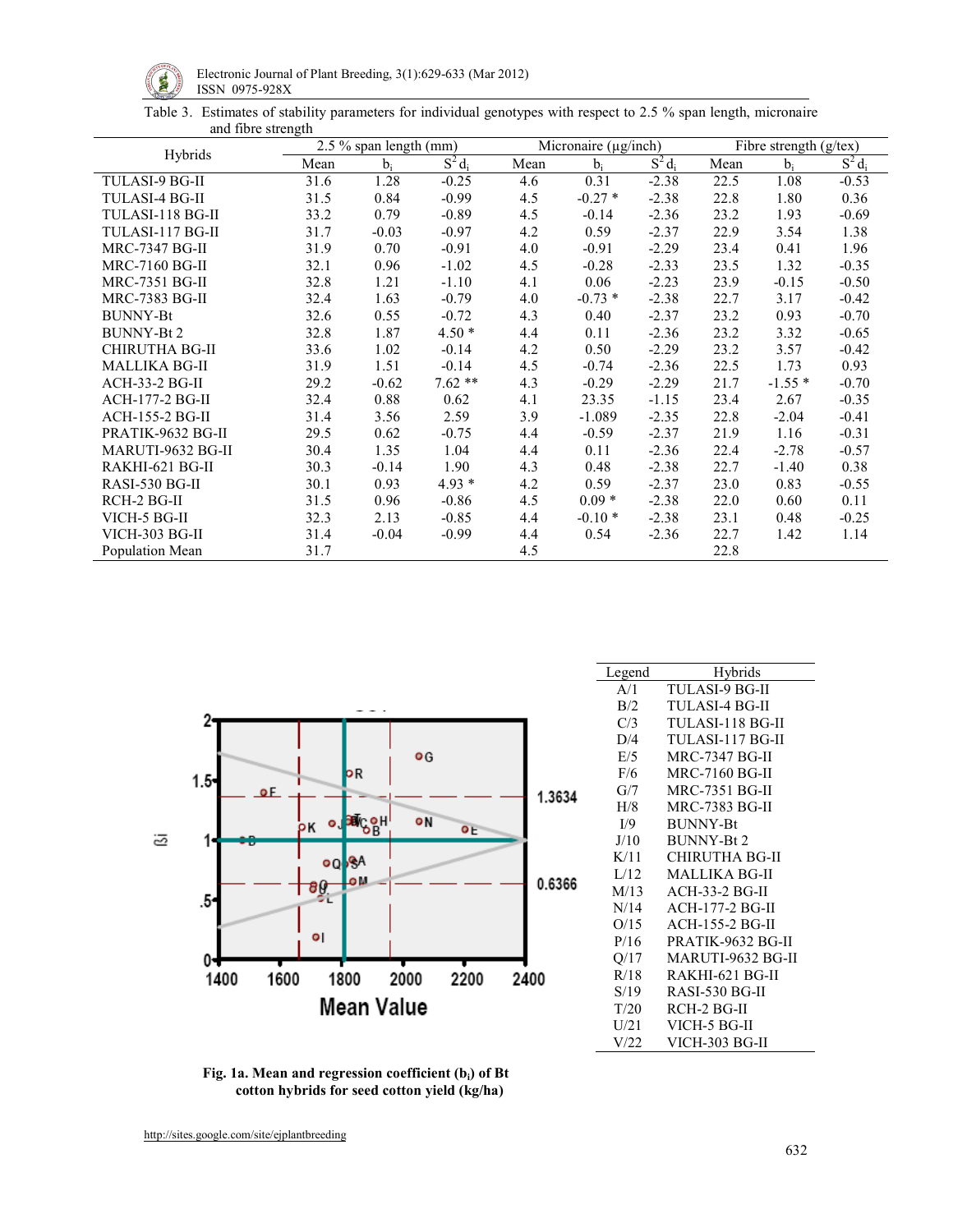Table 3. Estimates of stability parameters for individual genotypes with respect to 2.5 % span length, micronaire and fibre strength

| Hybrids | 2.5 % span length (mm) | | | Micronaire (µg/inch) | | | Fibre strength (g/tex) | | |
|---|---|---|---|---|---|---|---|---|---|
| | Mean | $b_i$ | $S^2 d_i$ | Mean | $b_i$ | $S^2 d_i$ | Mean | $b_i$ | $S^2 d_i$ |
| TULASI-9 BG-II | 31.6 | 1.28 | -0.25 | 4.6 | 0.31 | -2.38 | 22.5 | 1.08 | -0.53 |
| TULASI-4 BG-II | 31.5 | 0.84 | -0.99 | 4.5 | -0.27 * | -2.38 | 22.8 | 1.80 | 0.36 |
| TULASI-118 BG-II | 33.2 | 0.79 | -0.89 | 4.5 | -0.14 | -2.36 | 23.2 | 1.93 | -0.69 |
| TULASI-117 BG-II | 31.7 | -0.03 | -0.97 | 4.2 | 0.59 | -2.37 | 22.9 | 3.54 | 1.38 |
| MRC-7347 BG-II | 31.9 | 0.70 | -0.91 | 4.0 | -0.91 | -2.29 | 23.4 | 0.41 | 1.96 |
| MRC-7160 BG-II | 32.1 | 0.96 | -1.02 | 4.5 | -0.28 | -2.33 | 23.5 | 1.32 | -0.35 |
| MRC-7351 BG-II | 32.8 | 1.21 | -1.10 | 4.1 | 0.06 | -2.23 | 23.9 | -0.15 | -0.50 |
| MRC-7383 BG-II | 32.4 | 1.63 | -0.79 | 4.0 | -0.73 * | -2.38 | 22.7 | 3.17 | -0.42 |
| BUNNY-Bt | 32.6 | 0.55 | -0.72 | 4.3 | 0.40 | -2.37 | 23.2 | 0.93 | -0.70 |
| BUNNY-Bt 2 | 32.8 | 1.87 | 4.50 * | 4.4 | 0.11 | -2.36 | 23.2 | 3.32 | -0.65 |
| CHIRUTHA BG-II | 33.6 | 1.02 | -0.14 | 4.2 | 0.50 | -2.29 | 23.2 | 3.57 | -0.42 |
| MALLIKA BG-II | 31.9 | 1.51 | -0.14 | 4.5 | -0.74 | -2.36 | 22.5 | 1.73 | 0.93 |
| ACH-33-2 BG-II | 29.2 | -0.62 | 7.62 ** | 4.3 | -0.29 | -2.29 | 21.7 | -1.55 * | -0.70 |
| ACH-177-2 BG-II | 32.4 | 0.88 | 0.62 | 4.1 | 23.35 | -1.15 | 23.4 | 2.67 | -0.35 |
| ACH-155-2 BG-II | 31.4 | 3.56 | 2.59 | 3.9 | -1.089 | -2.35 | 22.8 | -2.04 | -0.41 |
| PRATIK-9632 BG-II | 29.5 | 0.62 | -0.75 | 4.4 | -0.59 | -2.37 | 21.9 | 1.16 | -0.31 |
| MARUTI-9632 BG-II | 30.4 | 1.35 | 1.04 | 4.4 | 0.11 | -2.36 | 22.4 | -2.78 | -0.57 |
| RAKHI-621 BG-II | 30.3 | -0.14 | 1.90 | 4.3 | 0.48 | -2.38 | 22.7 | -1.40 | 0.38 |
| RASI-530 BG-II | 30.1 | 0.93 | 4.93 * | 4.2 | 0.59 | -2.37 | 23.0 | 0.83 | -0.55 |
| RCH-2 BG-II | 31.5 | 0.96 | -0.86 | 4.5 | 0.09 * | -2.38 | 22.0 | 0.60 | 0.11 |
| VICH-5 BG-II | 32.3 | 2.13 | -0.85 | 4.4 | -0.10 * | -2.38 | 23.1 | 0.48 | -0.25 |
| VICH-303 BG-II | 31.4 | -0.04 | -0.99 | 4.4 | 0.54 | -2.36 | 22.7 | 1.42 | 1.14 |
| Population Mean | 31.7 | | | 4.5 | | | 22.8 | | |

| Legend | Hybrids |
|---|---|
| A/1 | TULASI-9 BG-II |
| B/2 | TULASI-4 BG-II |
| C/3 | TULASI-118 BG-II |
| D/4 | TULASI-117 BG-II |
| E/5 | MRC-7347 BG-II |
| F/6 | MRC-7160 BG-II |
| G/7 | MRC-7351 BG-II |
| H/8 | MRC-7383 BG-II |
| I/9 | BUNNY-Bt |
| J/10 | BUNNY-Bt 2 |
| K/11 | CHIRUTHA BG-II |
| L/12 | MALLIKA BG-II |
| M/13 | ACH-33-2 BG-II |
| N/14 | ACH-177-2 BG-II |
| O/15 | ACH-155-2 BG-II |
| P/16 | PRATIK-9632 BG-II |
| Q/17 | MARUTI-9632 BG-II |
| R/18 | RAKHI-621 BG-II |
| S/19 | RASI-530 BG-II |
| T/20 | RCH-2 BG-II |
| U/21 | VICH-5 BG-II |
| V/22 | VICH-303 BG-II |

**Fig. 1a. Mean and regression coefficient ($b_i$) of Bt cotton hybrids for seed cotton yield (kg/ha)**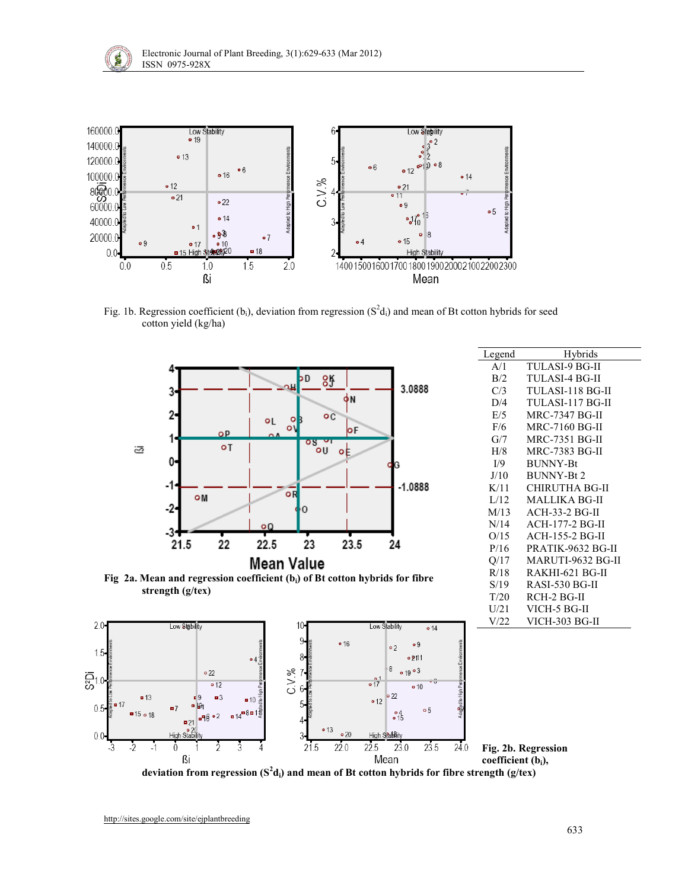Low Stability

160000.0
140000.0
120000.0
100000.0
80000.0
60000.0
40000.0
20000.0
0.0

S²Di

Adapted to Low Performance Environments

Adapted to High Performance Environments

High Stability

0.0 0.5 1.0 1.5 2.0

ßi

Low Stability

6
5
4
3
2

C.V.%

Adapted to Low Performance Environments

Adapted to High Performance Environments

High Stability

1400 1500 1600 1700 1800 1900 2000 2100 2200 2300

Mean

Fig. 1b. Regression coefficient ($b_i$), deviation from regression ($S^2d_i$) and mean of Bt cotton hybrids for seed cotton yield (kg/ha)

ßi

4
3
2
1
0
-1
-2
-3

3.0888

-1.0888

21.5 22 22.5 23 23.5 24

Mean Value

**Fig 2a. Mean and regression coefficient ($b_i$) of Bt cotton hybrids for fibre strength (g/tex)**

| Legend | Hybrids |
|---|---|
| A/1 | TULASI-9 BG-II |
| B/2 | TULASI-4 BG-II |
| C/3 | TULASI-118 BG-II |
| D/4 | TULASI-117 BG-II |
| E/5 | MRC-7347 BG-II |
| F/6 | MRC-7160 BG-II |
| G/7 | MRC-7351 BG-II |
| H/8 | MRC-7383 BG-II |
| I/9 | BUNNY-Bt |
| J/10 | BUNNY-Bt 2 |
| K/11 | CHIRUTHA BG-II |
| L/12 | MALLIKA BG-II |
| M/13 | ACH-33-2 BG-II |
| N/14 | ACH-177-2 BG-II |
| O/15 | ACH-155-2 BG-II |
| P/16 | PRATIK-9632 BG-II |
| Q/17 | MARUTI-9632 BG-II |
| R/18 | RAKHI-621 BG-II |
| S/19 | RASI-530 BG-II |
| T/20 | RCH-2 BG-II |
| U/21 | VICH-5 BG-II |
| V/22 | VICH-303 BG-II |

Low Stability

2.0
1.5
1.0
0.5
0.0

S²Di

Adapted to Low Performance Environments

Adapted to High Performance Environments

High Stability

-3 -2 -1 0 1 2 3 4

ßi

Low Stability

10
9
8
7
6
5
4
3

C.V.%

Adapted to Low Performance Environments

Adapted to High Performance Environments

High Stability

21.5 22.0 22.5 23.0 23.5 24.0

Mean

**Fig. 2b. Regression coefficient ($b_i$), deviation from regression ($S^2d_i$) and mean of Bt cotton hybrids for fibre strength (g/tex)**